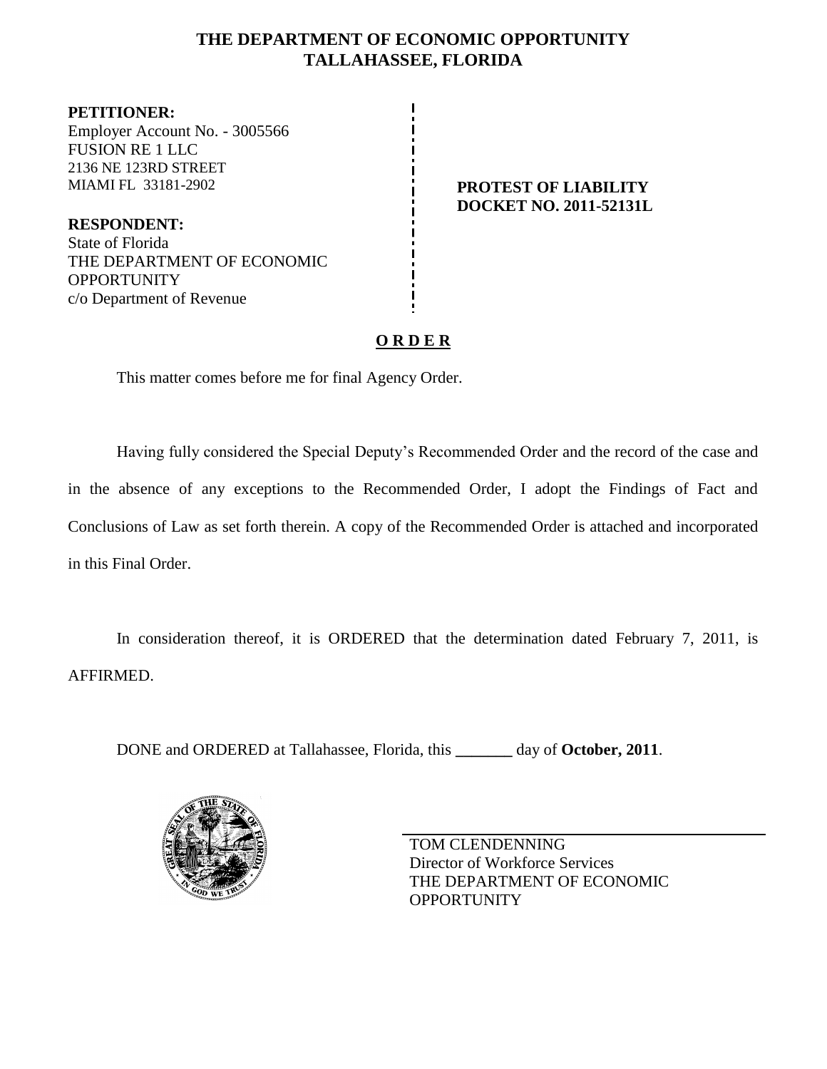# THE DEPARTMENT OF ECONOMIC OPPORTUNITY
# TALLAHASSEE, FLORIDA

**PETITIONER:**
Employer Account No. - 3005566
FUSION RE 1 LLC
2136 NE 123RD STREET
MIAMI FL 33181-2902

**RESPONDENT:**
State of Florida
THE DEPARTMENT OF ECONOMIC OPPORTUNITY
c/o Department of Revenue

**PROTEST OF LIABILITY**
**DOCKET NO. 2011-52131L**

## O R D E R

This matter comes before me for final Agency Order.

Having fully considered the Special Deputy's Recommended Order and the record of the case and in the absence of any exceptions to the Recommended Order, I adopt the Findings of Fact and Conclusions of Law as set forth therein. A copy of the Recommended Order is attached and incorporated in this Final Order.

In consideration thereof, it is ORDERED that the determination dated February 7, 2011, is AFFIRMED.

DONE and ORDERED at Tallahassee, Florida, this _______ day of **October, 2011**.

TOM CLENDENNING
Director of Workforce Services
THE DEPARTMENT OF ECONOMIC OPPORTUNITY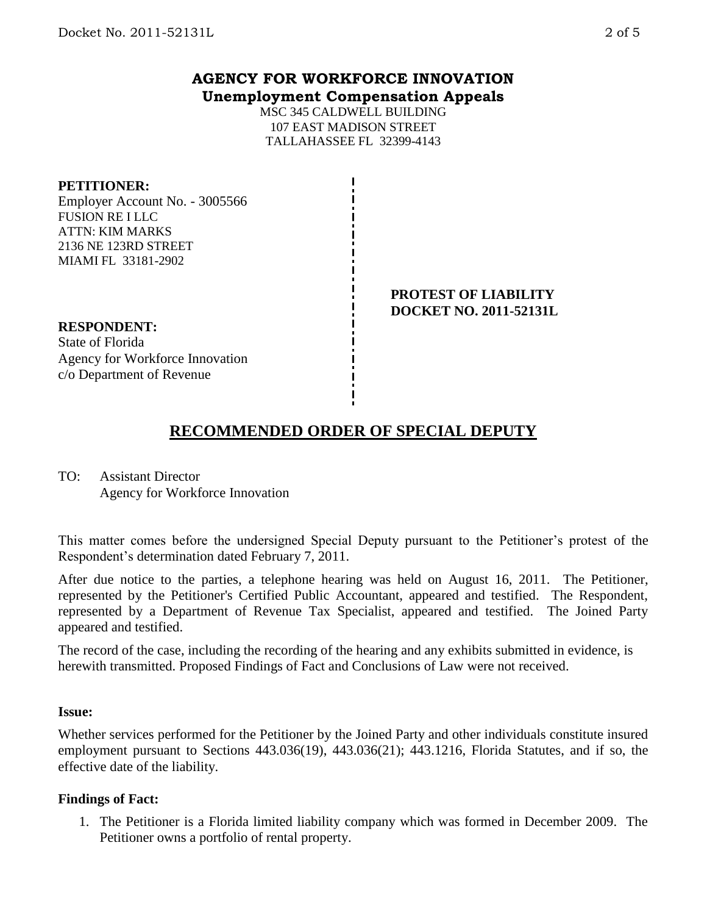# AGENCY FOR WORKFORCE INNOVATION
## Unemployment Compensation Appeals

MSC 345 CALDWELL BUILDING
107 EAST MADISON STREET
TALLAHASSEE FL 32399-4143

**PETITIONER:**
Employer Account No. - 3005566
FUSION RE I LLC
ATTN: KIM MARKS
2136 NE 123RD STREET
MIAMI FL 33181-2902

**PROTEST OF LIABILITY**
**DOCKET NO. 2011-52131L**

**RESPONDENT:**
State of Florida
Agency for Workforce Innovation
c/o Department of Revenue

## RECOMMENDED ORDER OF SPECIAL DEPUTY

TO: Assistant Director
Agency for Workforce Innovation

This matter comes before the undersigned Special Deputy pursuant to the Petitioner's protest of the Respondent's determination dated February 7, 2011.

After due notice to the parties, a telephone hearing was held on August 16, 2011. The Petitioner, represented by the Petitioner's Certified Public Accountant, appeared and testified. The Respondent, represented by a Department of Revenue Tax Specialist, appeared and testified. The Joined Party appeared and testified.

The record of the case, including the recording of the hearing and any exhibits submitted in evidence, is herewith transmitted. Proposed Findings of Fact and Conclusions of Law were not received.

**Issue:**

Whether services performed for the Petitioner by the Joined Party and other individuals constitute insured employment pursuant to Sections 443.036(19), 443.036(21); 443.1216, Florida Statutes, and if so, the effective date of the liability.

**Findings of Fact:**

1. The Petitioner is a Florida limited liability company which was formed in December 2009. The Petitioner owns a portfolio of rental property.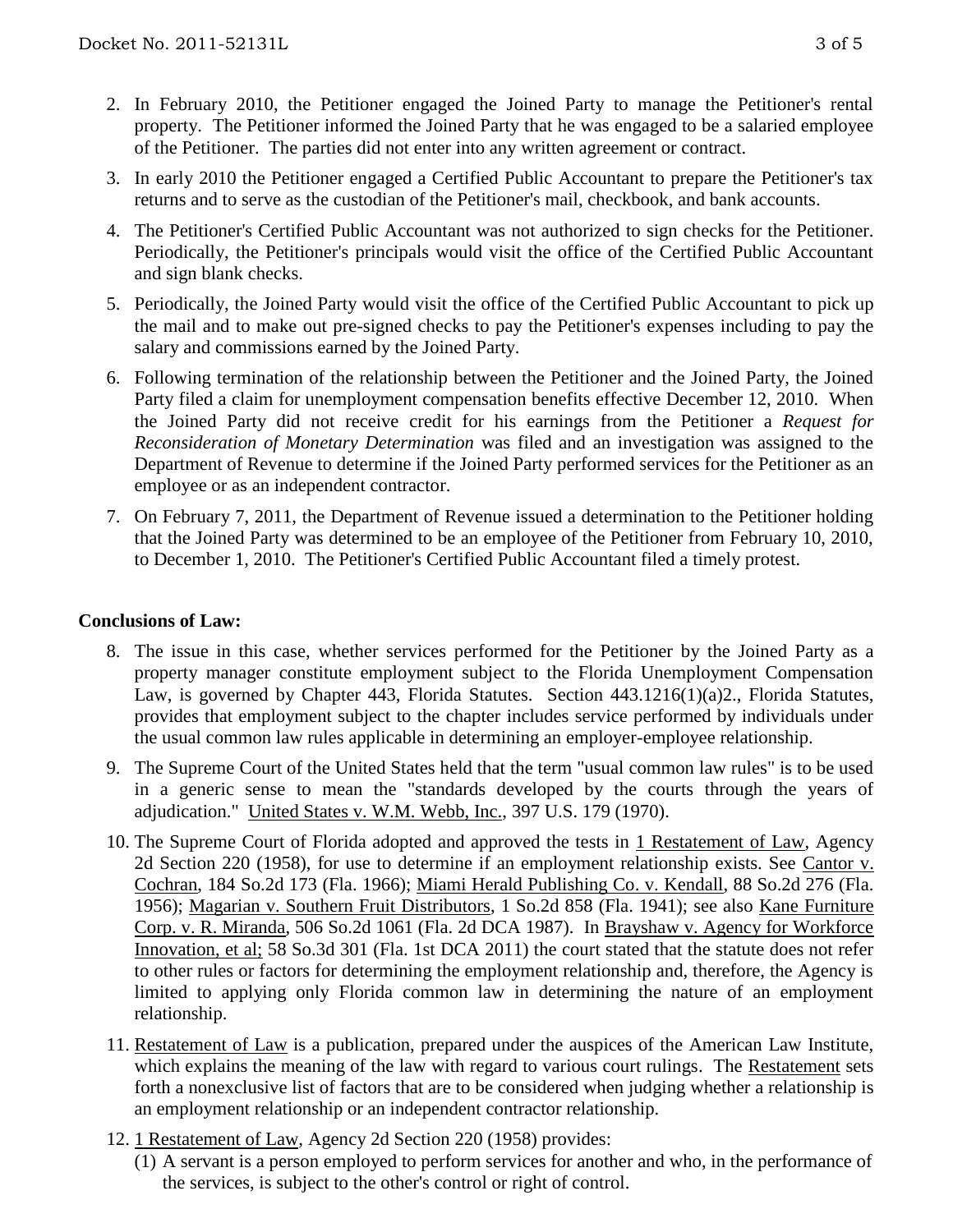2. In February 2010, the Petitioner engaged the Joined Party to manage the Petitioner's rental property. The Petitioner informed the Joined Party that he was engaged to be a salaried employee of the Petitioner. The parties did not enter into any written agreement or contract.

3. In early 2010 the Petitioner engaged a Certified Public Accountant to prepare the Petitioner's tax returns and to serve as the custodian of the Petitioner's mail, checkbook, and bank accounts.

4. The Petitioner's Certified Public Accountant was not authorized to sign checks for the Petitioner. Periodically, the Petitioner's principals would visit the office of the Certified Public Accountant and sign blank checks.

5. Periodically, the Joined Party would visit the office of the Certified Public Accountant to pick up the mail and to make out pre-signed checks to pay the Petitioner's expenses including to pay the salary and commissions earned by the Joined Party.

6. Following termination of the relationship between the Petitioner and the Joined Party, the Joined Party filed a claim for unemployment compensation benefits effective December 12, 2010. When the Joined Party did not receive credit for his earnings from the Petitioner a *Request for Reconsideration of Monetary Determination* was filed and an investigation was assigned to the Department of Revenue to determine if the Joined Party performed services for the Petitioner as an employee or as an independent contractor.

7. On February 7, 2011, the Department of Revenue issued a determination to the Petitioner holding that the Joined Party was determined to be an employee of the Petitioner from February 10, 2010, to December 1, 2010. The Petitioner's Certified Public Accountant filed a timely protest.

**Conclusions of Law:**

8. The issue in this case, whether services performed for the Petitioner by the Joined Party as a property manager constitute employment subject to the Florida Unemployment Compensation Law, is governed by Chapter 443, Florida Statutes. Section 443.1216(1)(a)2., Florida Statutes, provides that employment subject to the chapter includes service performed by individuals under the usual common law rules applicable in determining an employer-employee relationship.

9. The Supreme Court of the United States held that the term "usual common law rules" is to be used in a generic sense to mean the "standards developed by the courts through the years of adjudication." United States v. W.M. Webb, Inc., 397 U.S. 179 (1970).

10. The Supreme Court of Florida adopted and approved the tests in 1 Restatement of Law, Agency 2d Section 220 (1958), for use to determine if an employment relationship exists. See Cantor v. Cochran, 184 So.2d 173 (Fla. 1966); Miami Herald Publishing Co. v. Kendall, 88 So.2d 276 (Fla. 1956); Magarian v. Southern Fruit Distributors, 1 So.2d 858 (Fla. 1941); see also Kane Furniture Corp. v. R. Miranda, 506 So.2d 1061 (Fla. 2d DCA 1987). In Brayshaw v. Agency for Workforce Innovation, et al; 58 So.3d 301 (Fla. 1st DCA 2011) the court stated that the statute does not refer to other rules or factors for determining the employment relationship and, therefore, the Agency is limited to applying only Florida common law in determining the nature of an employment relationship.

11. Restatement of Law is a publication, prepared under the auspices of the American Law Institute, which explains the meaning of the law with regard to various court rulings. The Restatement sets forth a nonexclusive list of factors that are to be considered when judging whether a relationship is an employment relationship or an independent contractor relationship.

12. 1 Restatement of Law, Agency 2d Section 220 (1958) provides:
    (1) A servant is a person employed to perform services for another and who, in the performance of the services, is subject to the other's control or right of control.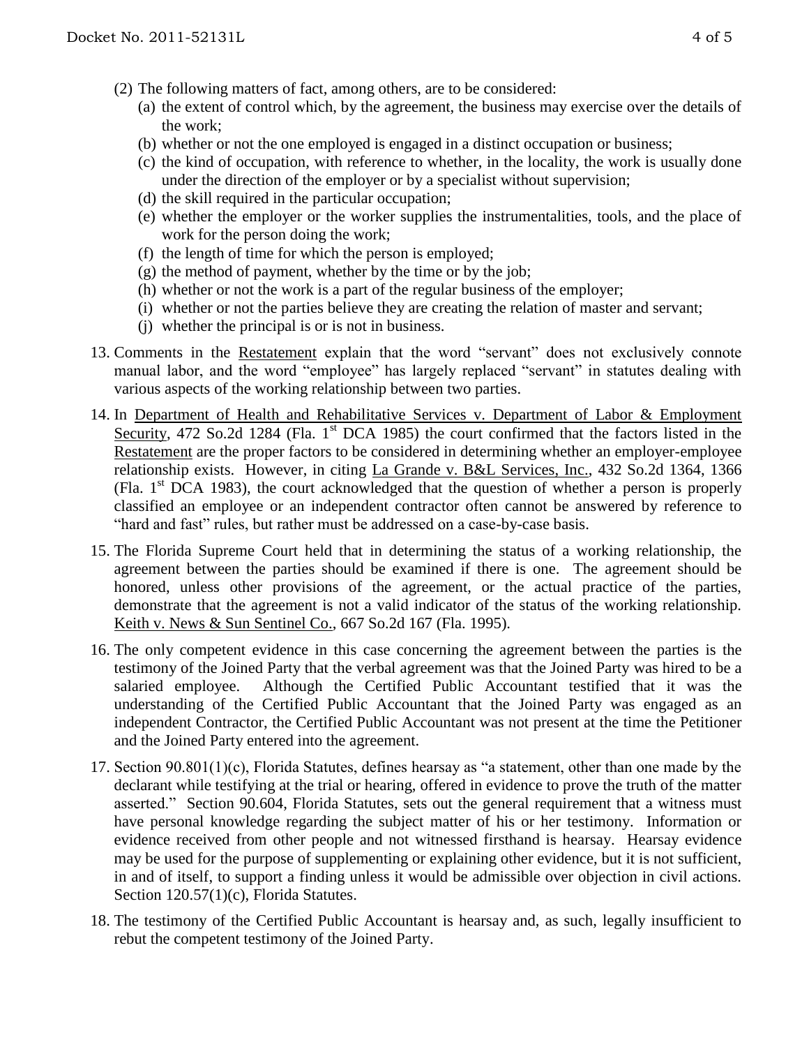(2) The following matters of fact, among others, are to be considered:

   (a) the extent of control which, by the agreement, the business may exercise over the details of the work;

   (b) whether or not the one employed is engaged in a distinct occupation or business;

   (c) the kind of occupation, with reference to whether, in the locality, the work is usually done under the direction of the employer or by a specialist without supervision;

   (d) the skill required in the particular occupation;

   (e) whether the employer or the worker supplies the instrumentalities, tools, and the place of work for the person doing the work;

   (f) the length of time for which the person is employed;

   (g) the method of payment, whether by the time or by the job;

   (h) whether or not the work is a part of the regular business of the employer;

   (i) whether or not the parties believe they are creating the relation of master and servant;

   (j) whether the principal is or is not in business.

13. Comments in the Restatement explain that the word "servant" does not exclusively connote manual labor, and the word "employee" has largely replaced "servant" in statutes dealing with various aspects of the working relationship between two parties.

14. In Department of Health and Rehabilitative Services v. Department of Labor & Employment Security, 472 So.2d 1284 (Fla. 1st DCA 1985) the court confirmed that the factors listed in the Restatement are the proper factors to be considered in determining whether an employer-employee relationship exists. However, in citing La Grande v. B&L Services, Inc., 432 So.2d 1364, 1366 (Fla. 1st DCA 1983), the court acknowledged that the question of whether a person is properly classified an employee or an independent contractor often cannot be answered by reference to "hard and fast" rules, but rather must be addressed on a case-by-case basis.

15. The Florida Supreme Court held that in determining the status of a working relationship, the agreement between the parties should be examined if there is one. The agreement should be honored, unless other provisions of the agreement, or the actual practice of the parties, demonstrate that the agreement is not a valid indicator of the status of the working relationship. Keith v. News & Sun Sentinel Co., 667 So.2d 167 (Fla. 1995).

16. The only competent evidence in this case concerning the agreement between the parties is the testimony of the Joined Party that the verbal agreement was that the Joined Party was hired to be a salaried employee. Although the Certified Public Accountant testified that it was the understanding of the Certified Public Accountant that the Joined Party was engaged as an independent Contractor, the Certified Public Accountant was not present at the time the Petitioner and the Joined Party entered into the agreement.

17. Section 90.801(1)(c), Florida Statutes, defines hearsay as "a statement, other than one made by the declarant while testifying at the trial or hearing, offered in evidence to prove the truth of the matter asserted." Section 90.604, Florida Statutes, sets out the general requirement that a witness must have personal knowledge regarding the subject matter of his or her testimony. Information or evidence received from other people and not witnessed firsthand is hearsay. Hearsay evidence may be used for the purpose of supplementing or explaining other evidence, but it is not sufficient, in and of itself, to support a finding unless it would be admissible over objection in civil actions. Section 120.57(1)(c), Florida Statutes.

18. The testimony of the Certified Public Accountant is hearsay and, as such, legally insufficient to rebut the competent testimony of the Joined Party.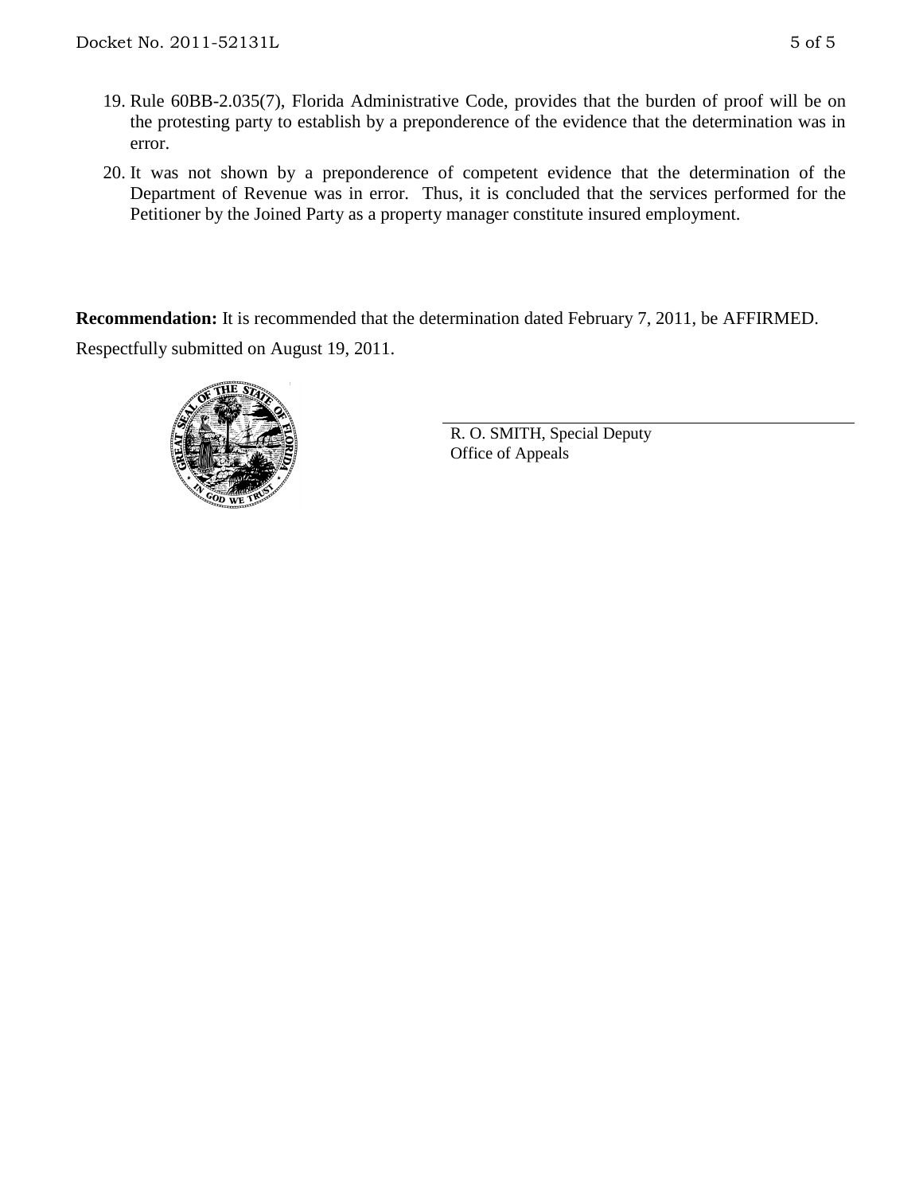19. Rule 60BB-2.035(7), Florida Administrative Code, provides that the burden of proof will be on the protesting party to establish by a preponderence of the evidence that the determination was in error.

20. It was not shown by a preponderence of competent evidence that the determination of the Department of Revenue was in error. Thus, it is concluded that the services performed for the Petitioner by the Joined Party as a property manager constitute insured employment.

**Recommendation:** It is recommended that the determination dated February 7, 2011, be AFFIRMED.

Respectfully submitted on August 19, 2011.

R. O. SMITH, Special Deputy
Office of Appeals